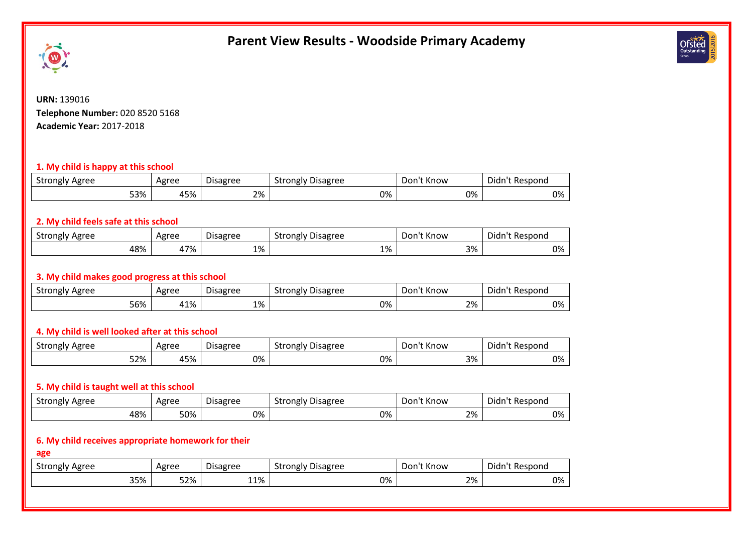# Parent View Results - Woodside Primary Academy

**URN:** 139016
**Telephone Number:** 020 8520 5168
**Academic Year:** 2017-2018

### 1. My child is happy at this school

| Strongly Agree | Agree | Disagree | Strongly Disagree | Don't Know | Didn't Respond |
|---|---|---|---|---|---|
| 53% | 45% | 2% | 0% | 0% | 0% |

### 2. My child feels safe at this school

| Strongly Agree | Agree | Disagree | Strongly Disagree | Don't Know | Didn't Respond |
|---|---|---|---|---|---|
| 48% | 47% | 1% | 1% | 3% | 0% |

### 3. My child makes good progress at this school

| Strongly Agree | Agree | Disagree | Strongly Disagree | Don't Know | Didn't Respond |
|---|---|---|---|---|---|
| 56% | 41% | 1% | 0% | 2% | 0% |

### 4. My child is well looked after at this school

| Strongly Agree | Agree | Disagree | Strongly Disagree | Don't Know | Didn't Respond |
|---|---|---|---|---|---|
| 52% | 45% | 0% | 0% | 3% | 0% |

### 5. My child is taught well at this school

| Strongly Agree | Agree | Disagree | Strongly Disagree | Don't Know | Didn't Respond |
|---|---|---|---|---|---|
| 48% | 50% | 0% | 0% | 2% | 0% |

### 6. My child receives appropriate homework for their age

| Strongly Agree | Agree | Disagree | Strongly Disagree | Don't Know | Didn't Respond |
|---|---|---|---|---|---|
| 35% | 52% | 11% | 0% | 2% | 0% |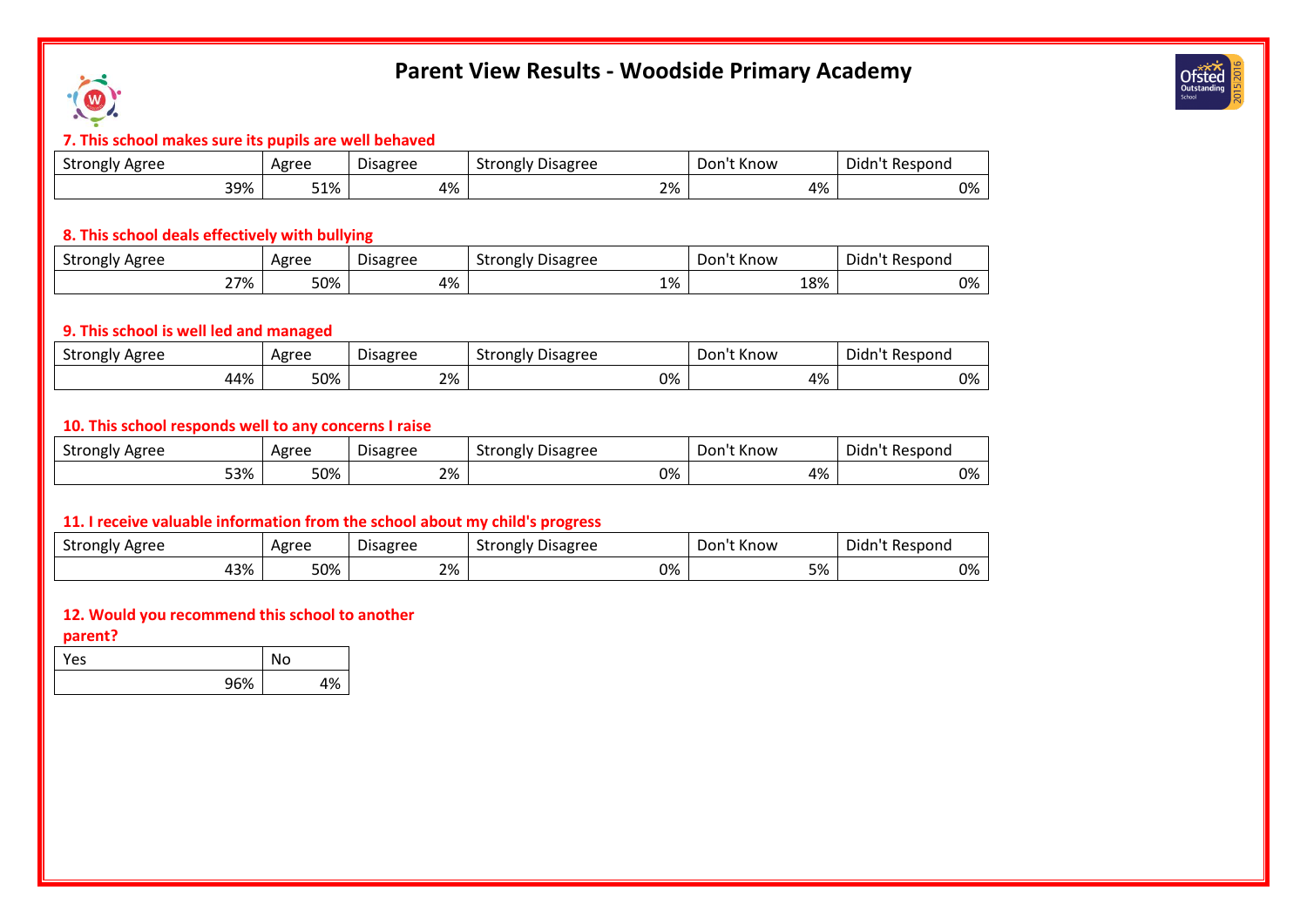# Parent View Results - Woodside Primary Academy

### 7. This school makes sure its pupils are well behaved

| Strongly Agree | Agree | Disagree | Strongly Disagree | Don't Know | Didn't Respond |
|---|---|---|---|---|---|
| 39% | 51% | 4% | 2% | 4% | 0% |

### 8. This school deals effectively with bullying

| Strongly Agree | Agree | Disagree | Strongly Disagree | Don't Know | Didn't Respond |
|---|---|---|---|---|---|
| 27% | 50% | 4% | 1% | 18% | 0% |

### 9. This school is well led and managed

| Strongly Agree | Agree | Disagree | Strongly Disagree | Don't Know | Didn't Respond |
|---|---|---|---|---|---|
| 44% | 50% | 2% | 0% | 4% | 0% |

### 10. This school responds well to any concerns I raise

| Strongly Agree | Agree | Disagree | Strongly Disagree | Don't Know | Didn't Respond |
|---|---|---|---|---|---|
| 53% | 50% | 2% | 0% | 4% | 0% |

### 11. I receive valuable information from the school about my child's progress

| Strongly Agree | Agree | Disagree | Strongly Disagree | Don't Know | Didn't Respond |
|---|---|---|---|---|---|
| 43% | 50% | 2% | 0% | 5% | 0% |

### 12. Would you recommend this school to another parent?

| Yes | No |
|---|---|
| 96% | 4% |